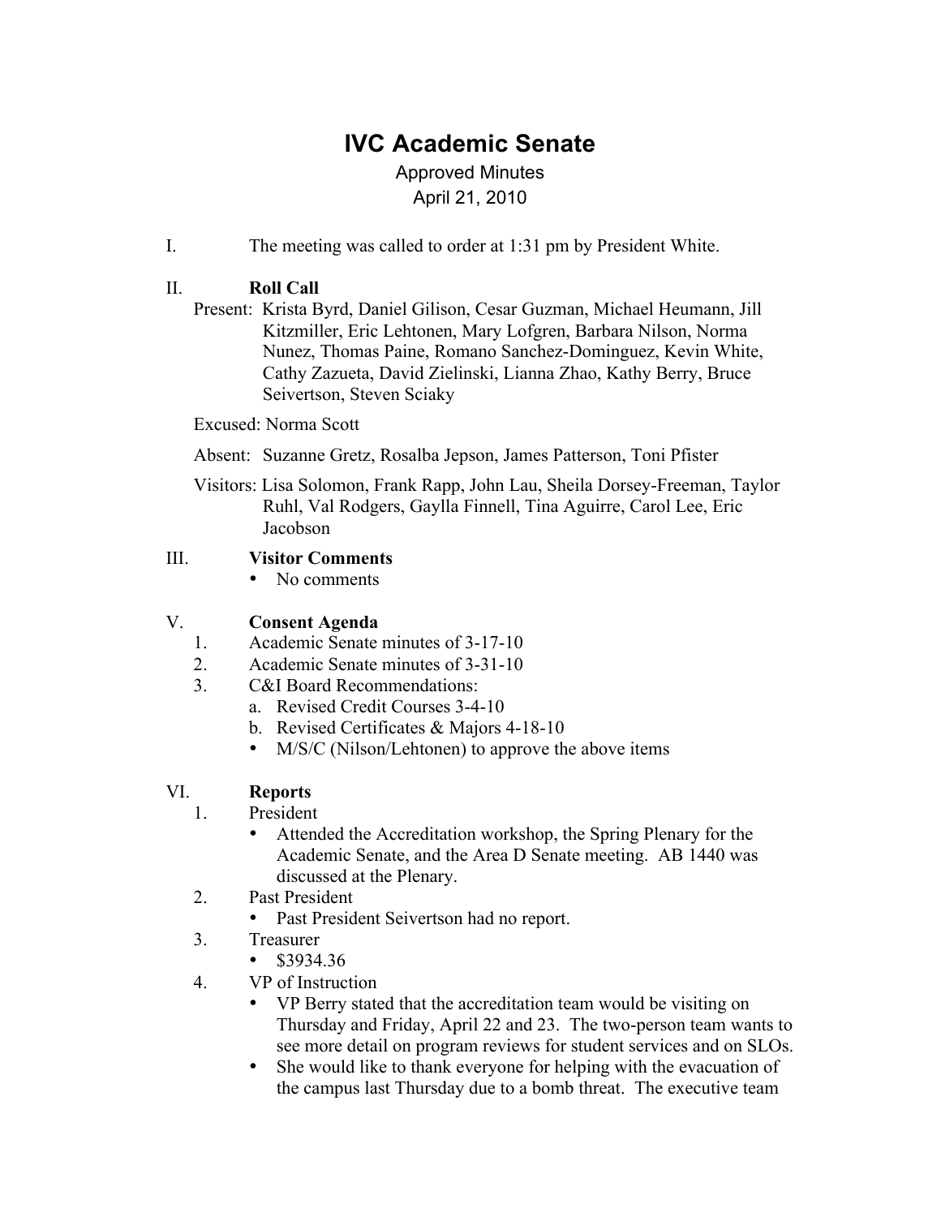# IVC Academic Senate

Approved Minutes

April 21, 2010

I. The meeting was called to order at 1:31 pm by President White.

II. **Roll Call**

Present: Krista Byrd, Daniel Gilison, Cesar Guzman, Michael Heumann, Jill Kitzmiller, Eric Lehtonen, Mary Lofgren, Barbara Nilson, Norma Nunez, Thomas Paine, Romano Sanchez-Dominguez, Kevin White, Cathy Zazueta, David Zielinski, Lianna Zhao, Kathy Berry, Bruce Seivertson, Steven Sciaky

Excused: Norma Scott

Absent: Suzanne Gretz, Rosalba Jepson, James Patterson, Toni Pfister

Visitors: Lisa Solomon, Frank Rapp, John Lau, Sheila Dorsey-Freeman, Taylor Ruhl, Val Rodgers, Gaylla Finnell, Tina Aguirre, Carol Lee, Eric Jacobson

III. **Visitor Comments**

- No comments

V. **Consent Agenda**

1. Academic Senate minutes of 3-17-10
2. Academic Senate minutes of 3-31-10
3. C&I Board Recommendations:
   a. Revised Credit Courses 3-4-10
   b. Revised Certificates & Majors 4-18-10
   - M/S/C (Nilson/Lehtonen) to approve the above items

VI. **Reports**

1. President
   - Attended the Accreditation workshop, the Spring Plenary for the Academic Senate, and the Area D Senate meeting. AB 1440 was discussed at the Plenary.
2. Past President
   - Past President Seivertson had no report.
3. Treasurer
   - $3934.36
4. VP of Instruction
   - VP Berry stated that the accreditation team would be visiting on Thursday and Friday, April 22 and 23. The two-person team wants to see more detail on program reviews for student services and on SLOs.
   - She would like to thank everyone for helping with the evacuation of the campus last Thursday due to a bomb threat. The executive team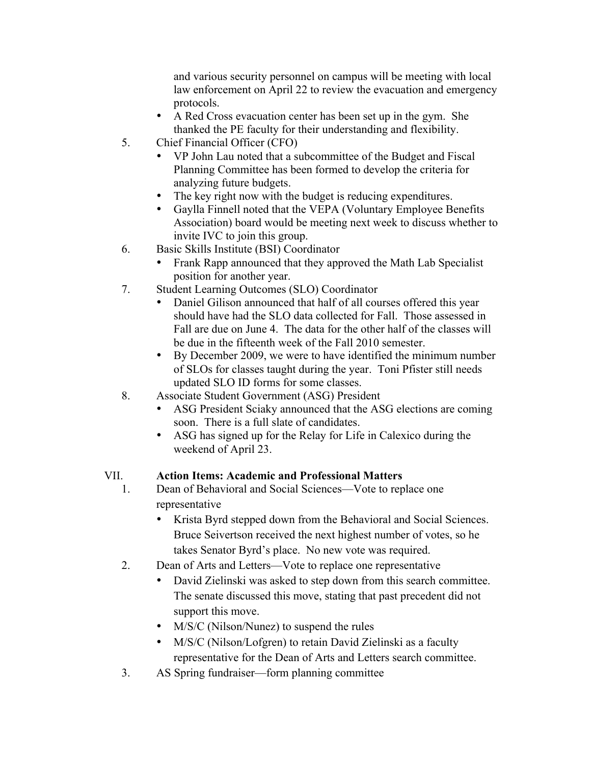and various security personnel on campus will be meeting with local law enforcement on April 22 to review the evacuation and emergency protocols.

- A Red Cross evacuation center has been set up in the gym. She thanked the PE faculty for their understanding and flexibility.

5. Chief Financial Officer (CFO)
   - VP John Lau noted that a subcommittee of the Budget and Fiscal Planning Committee has been formed to develop the criteria for analyzing future budgets.
   - The key right now with the budget is reducing expenditures.
   - Gaylla Finnell noted that the VEPA (Voluntary Employee Benefits Association) board would be meeting next week to discuss whether to invite IVC to join this group.
6. Basic Skills Institute (BSI) Coordinator
   - Frank Rapp announced that they approved the Math Lab Specialist position for another year.
7. Student Learning Outcomes (SLO) Coordinator
   - Daniel Gilison announced that half of all courses offered this year should have had the SLO data collected for Fall. Those assessed in Fall are due on June 4. The data for the other half of the classes will be due in the fifteenth week of the Fall 2010 semester.
   - By December 2009, we were to have identified the minimum number of SLOs for classes taught during the year. Toni Pfister still needs updated SLO ID forms for some classes.
8. Associate Student Government (ASG) President
   - ASG President Sciaky announced that the ASG elections are coming soon. There is a full slate of candidates.
   - ASG has signed up for the Relay for Life in Calexico during the weekend of April 23.

## VII. Action Items: Academic and Professional Matters

1. Dean of Behavioral and Social Sciences—Vote to replace one representative
   - Krista Byrd stepped down from the Behavioral and Social Sciences. Bruce Seivertson received the next highest number of votes, so he takes Senator Byrd's place. No new vote was required.
2. Dean of Arts and Letters—Vote to replace one representative
   - David Zielinski was asked to step down from this search committee. The senate discussed this move, stating that past precedent did not support this move.
   - M/S/C (Nilson/Nunez) to suspend the rules
   - M/S/C (Nilson/Lofgren) to retain David Zielinski as a faculty representative for the Dean of Arts and Letters search committee.
3. AS Spring fundraiser—form planning committee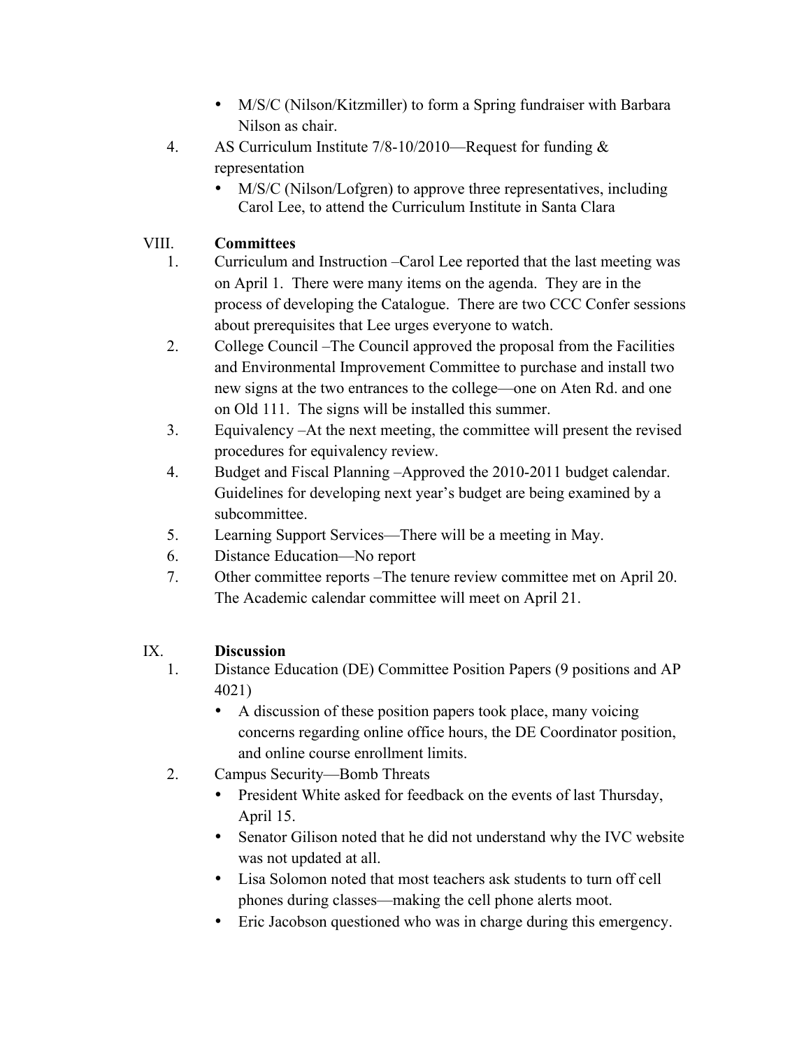- M/S/C (Nilson/Kitzmiller) to form a Spring fundraiser with Barbara Nilson as chair.

4. AS Curriculum Institute 7/8-10/2010—Request for funding & representation
   - M/S/C (Nilson/Lofgren) to approve three representatives, including Carol Lee, to attend the Curriculum Institute in Santa Clara

## VIII. Committees

1. Curriculum and Instruction –Carol Lee reported that the last meeting was on April 1. There were many items on the agenda. They are in the process of developing the Catalogue. There are two CCC Confer sessions about prerequisites that Lee urges everyone to watch.
2. College Council –The Council approved the proposal from the Facilities and Environmental Improvement Committee to purchase and install two new signs at the two entrances to the college—one on Aten Rd. and one on Old 111. The signs will be installed this summer.
3. Equivalency –At the next meeting, the committee will present the revised procedures for equivalency review.
4. Budget and Fiscal Planning –Approved the 2010-2011 budget calendar. Guidelines for developing next year's budget are being examined by a subcommittee.
5. Learning Support Services—There will be a meeting in May.
6. Distance Education—No report
7. Other committee reports –The tenure review committee met on April 20. The Academic calendar committee will meet on April 21.

## IX. Discussion

1. Distance Education (DE) Committee Position Papers (9 positions and AP 4021)
   - A discussion of these position papers took place, many voicing concerns regarding online office hours, the DE Coordinator position, and online course enrollment limits.
2. Campus Security—Bomb Threats
   - President White asked for feedback on the events of last Thursday, April 15.
   - Senator Gilison noted that he did not understand why the IVC website was not updated at all.
   - Lisa Solomon noted that most teachers ask students to turn off cell phones during classes—making the cell phone alerts moot.
   - Eric Jacobson questioned who was in charge during this emergency.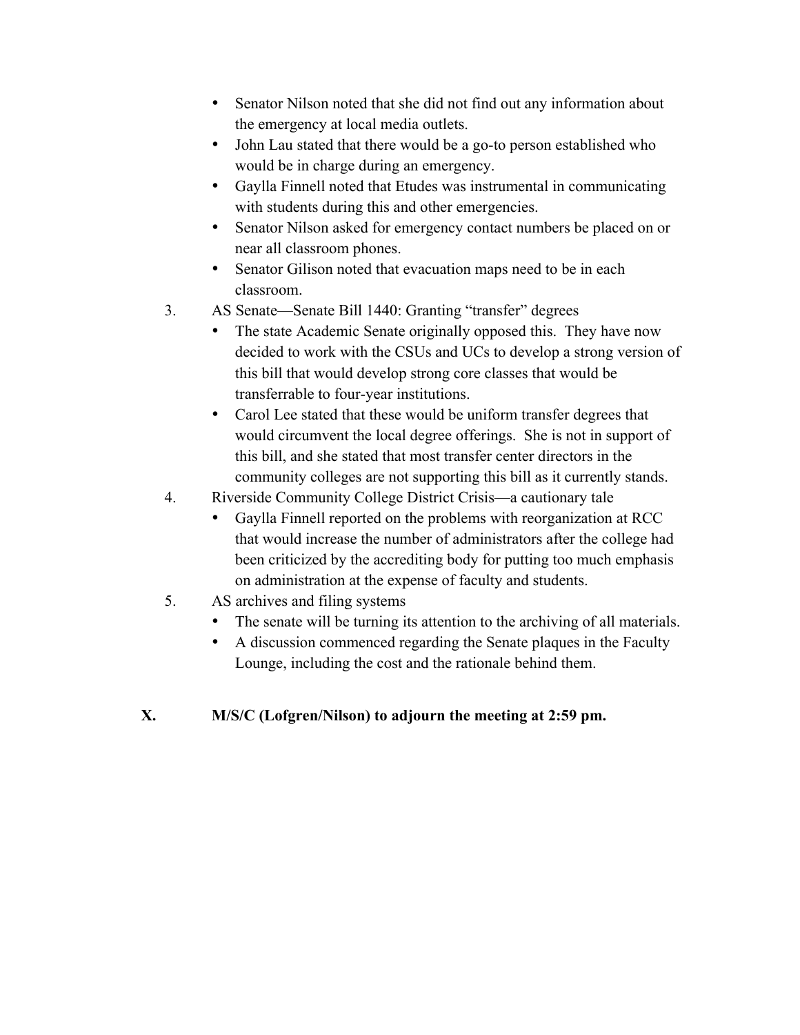- Senator Nilson noted that she did not find out any information about the emergency at local media outlets.
- John Lau stated that there would be a go-to person established who would be in charge during an emergency.
- Gaylla Finnell noted that Etudes was instrumental in communicating with students during this and other emergencies.
- Senator Nilson asked for emergency contact numbers be placed on or near all classroom phones.
- Senator Gilison noted that evacuation maps need to be in each classroom.

3. AS Senate—Senate Bill 1440: Granting "transfer" degrees
   - The state Academic Senate originally opposed this. They have now decided to work with the CSUs and UCs to develop a strong version of this bill that would develop strong core classes that would be transferrable to four-year institutions.
   - Carol Lee stated that these would be uniform transfer degrees that would circumvent the local degree offerings. She is not in support of this bill, and she stated that most transfer center directors in the community colleges are not supporting this bill as it currently stands.
4. Riverside Community College District Crisis—a cautionary tale
   - Gaylla Finnell reported on the problems with reorganization at RCC that would increase the number of administrators after the college had been criticized by the accrediting body for putting too much emphasis on administration at the expense of faculty and students.
5. AS archives and filing systems
   - The senate will be turning its attention to the archiving of all materials.
   - A discussion commenced regarding the Senate plaques in the Faculty Lounge, including the cost and the rationale behind them.

**X. M/S/C (Lofgren/Nilson) to adjourn the meeting at 2:59 pm.**